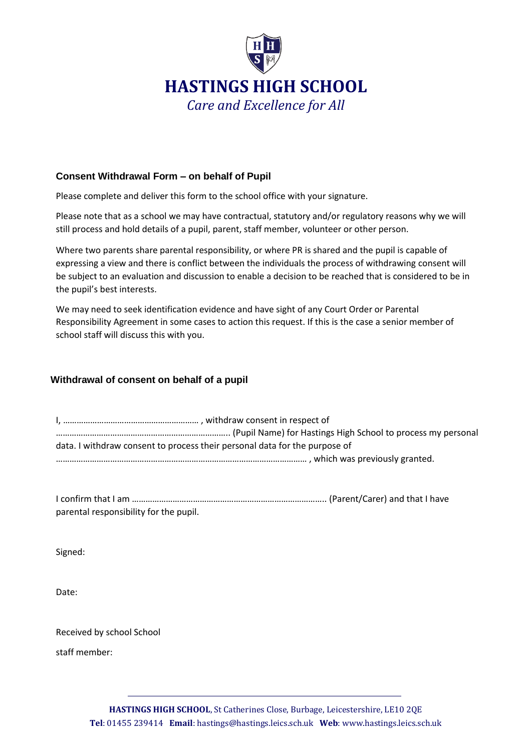# HASTINGS HIGH SCHOOL

*Care and Excellence for All*

## Consent Withdrawal Form – on behalf of Pupil

Please complete and deliver this form to the school office with your signature.

Please note that as a school we may have contractual, statutory and/or regulatory reasons why we will still process and hold details of a pupil, parent, staff member, volunteer or other person.

Where two parents share parental responsibility, or where PR is shared and the pupil is capable of expressing a view and there is conflict between the individuals the process of withdrawing consent will be subject to an evaluation and discussion to enable a decision to be reached that is considered to be in the pupil's best interests.

We may need to seek identification evidence and have sight of any Court Order or Parental Responsibility Agreement in some cases to action this request. If this is the case a senior member of school staff will discuss this with you.

## Withdrawal of consent on behalf of a pupil

I, …………………………………………………… , withdraw consent in respect of ………………………………………………………………….. (Pupil Name) for Hastings High School to process my personal data. I withdraw consent to process their personal data for the purpose of ……………………………………………………………………………………………… , which was previously granted.

I confirm that I am ………………………………………………………………………….. (Parent/Carer) and that I have parental responsibility for the pupil.

Signed:

Date:

Received by school School staff member:

**HASTINGS HIGH SCHOOL**, St Catherines Close, Burbage, Leicestershire, LE10 2QE
**Tel**: 01455 239414 **Email**: hastings@hastings.leics.sch.uk **Web**: www.hastings.leics.sch.uk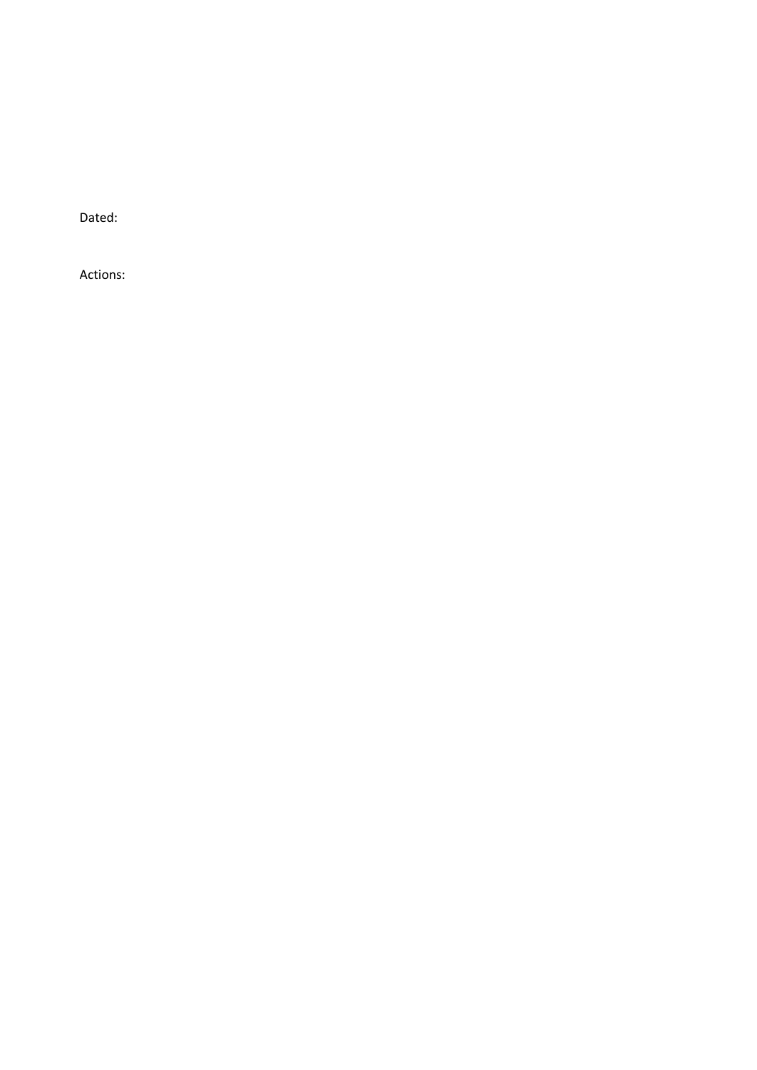Dated:

Actions: